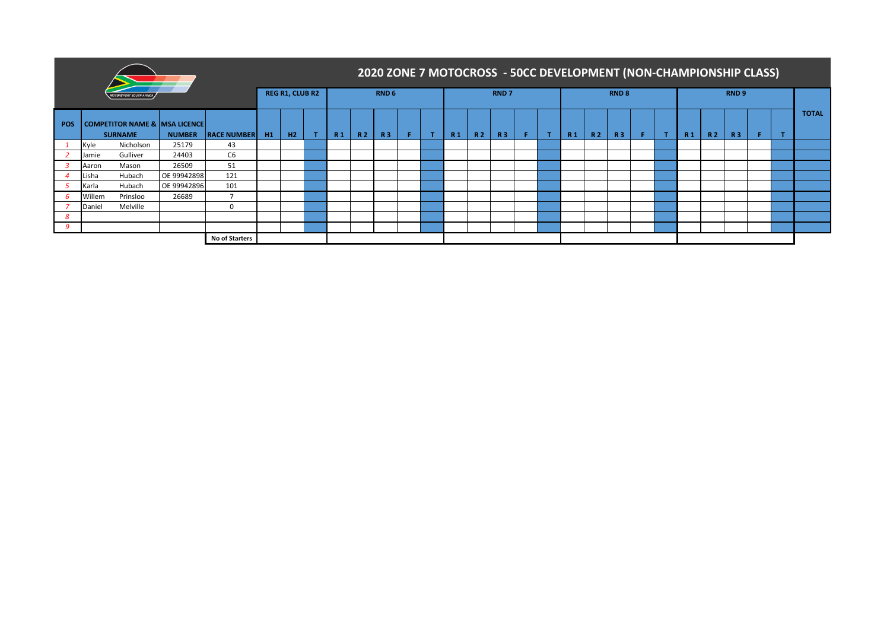# 2020 ZONE 7 MOTOCROSS - 50CC DEVELOPMENT (NON-CHAMPIONSHIP CLASS)

MOTORSPORT SOUTH AFRICA

| POS | COMPETITOR NAME & SURNAME | | MSA LICENCE NUMBER | RACE NUMBER | REG R1, CLUB R2 | | | RND 6 | | | | | RND 7 | | | | | RND 8 | | | | | RND 9 | | | | | TOTAL |
|---|---|---|---|---|---|---|---|---|---|---|---|---|---|---|---|---|---|---|---|---|---|---|---|---|---|---|---|---|
| | | | | | H1 | H2 | T | R 1 | R 2 | R 3 | F | T | R 1 | R 2 | R 3 | F | T | R 1 | R 2 | R 3 | F | T | R 1 | R 2 | R 3 | F | T | |
| 1 | Kyle | Nicholson | 25179 | 43 | | | | | | | | | | | | | | | | | | | | | | | | |
| 2 | Jamie | Gulliver | 24403 | C6 | | | | | | | | | | | | | | | | | | | | | | | | |
| 3 | Aaron | Mason | 26509 | 51 | | | | | | | | | | | | | | | | | | | | | | | | |
| 4 | Lisha | Hubach | OE 99942898 | 121 | | | | | | | | | | | | | | | | | | | | | | | | |
| 5 | Karla | Hubach | OE 99942896 | 101 | | | | | | | | | | | | | | | | | | | | | | | | |
| 6 | Willem | Prinsloo | 26689 | 7 | | | | | | | | | | | | | | | | | | | | | | | | |
| 7 | Daniel | Melville | | 0 | | | | | | | | | | | | | | | | | | | | | | | | |
| 8 | | | | | | | | | | | | | | | | | | | | | | | | | | | | |
| 9 | | | | | | | | | | | | | | | | | | | | | | | | | | | | |
| | | | | No of Starters | | | | | | | | | | | | | | | | | | | | | | | | |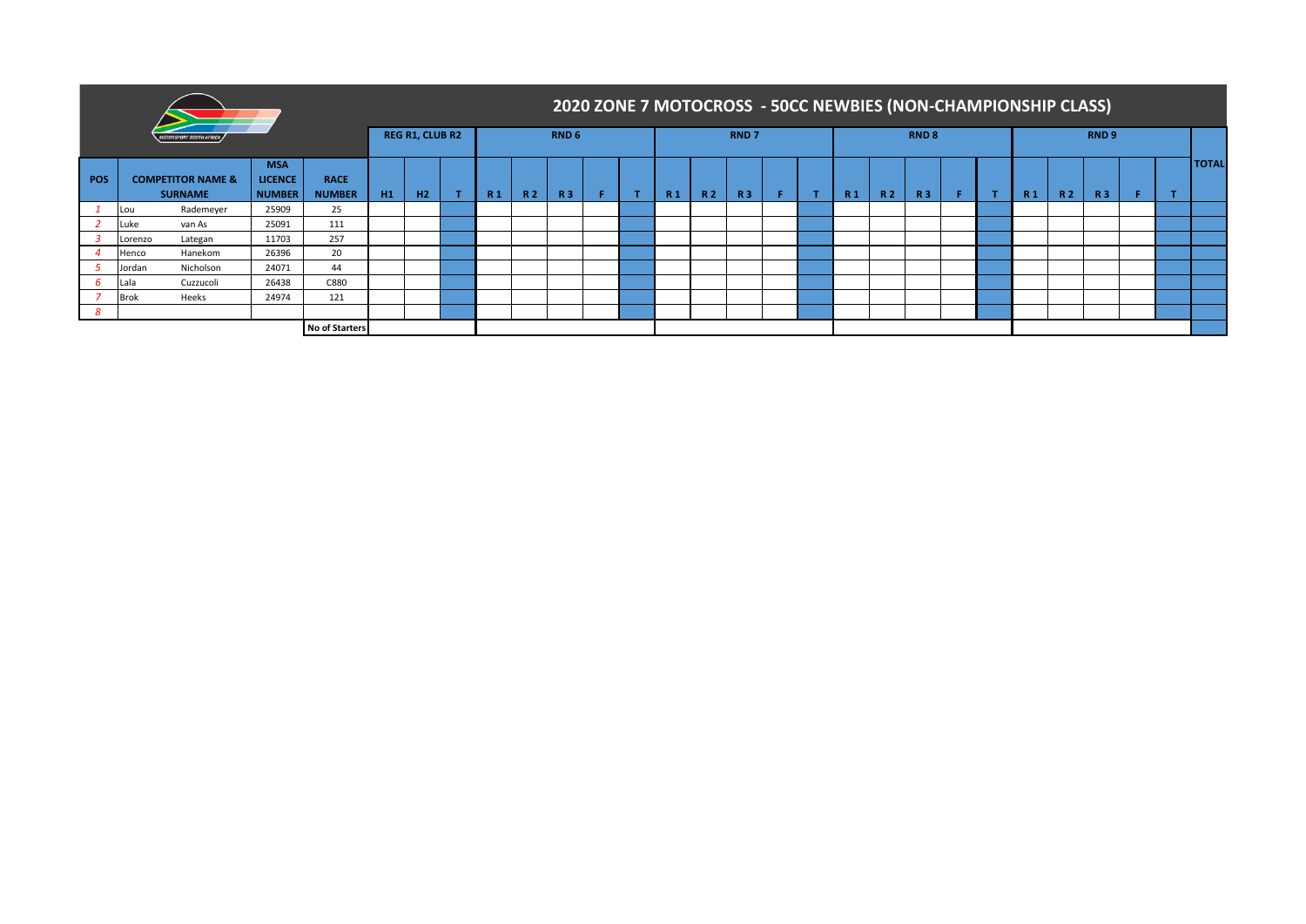# 2020 ZONE 7 MOTOCROSS - 50CC NEWBIES (NON-CHAMPIONSHIP CLASS)

| POS | COMPETITOR NAME & SURNAME | | MSA LICENCE NUMBER | RACE NUMBER | REG R1, CLUB R2 | | | RND 6 | | | | | RND 7 | | | | | RND 8 | | | | | RND 9 | | | | | TOTAL |
|---|---|---|---|---|---|---|---|---|---|---|---|---|---|---|---|---|---|---|---|---|---|---|---|---|---|---|---|---|
| | | | | | H1 | H2 | T | R 1 | R 2 | R 3 | F | T | R 1 | R 2 | R 3 | F | T | R 1 | R 2 | R 3 | F | T | R 1 | R 2 | R 3 | F | T | |
| 1 | Lou | Rademeyer | 25909 | 25 | | | | | | | | | | | | | | | | | | | | | | | | |
| 2 | Luke | van As | 25091 | 111 | | | | | | | | | | | | | | | | | | | | | | | | |
| 3 | Lorenzo | Lategan | 11703 | 257 | | | | | | | | | | | | | | | | | | | | | | | | |
| 4 | Henco | Hanekom | 26396 | 20 | | | | | | | | | | | | | | | | | | | | | | | | |
| 5 | Jordan | Nicholson | 24071 | 44 | | | | | | | | | | | | | | | | | | | | | | | | |
| 6 | Lala | Cuzzucoli | 26438 | C880 | | | | | | | | | | | | | | | | | | | | | | | | |
| 7 | Brok | Heeks | 24974 | 121 | | | | | | | | | | | | | | | | | | | | | | | | |
| 8 | | | | | | | | | | | | | | | | | | | | | | | | | | | | |
| | | | | No of Starters | | | | | | | | | | | | | | | | | | | | | | | | |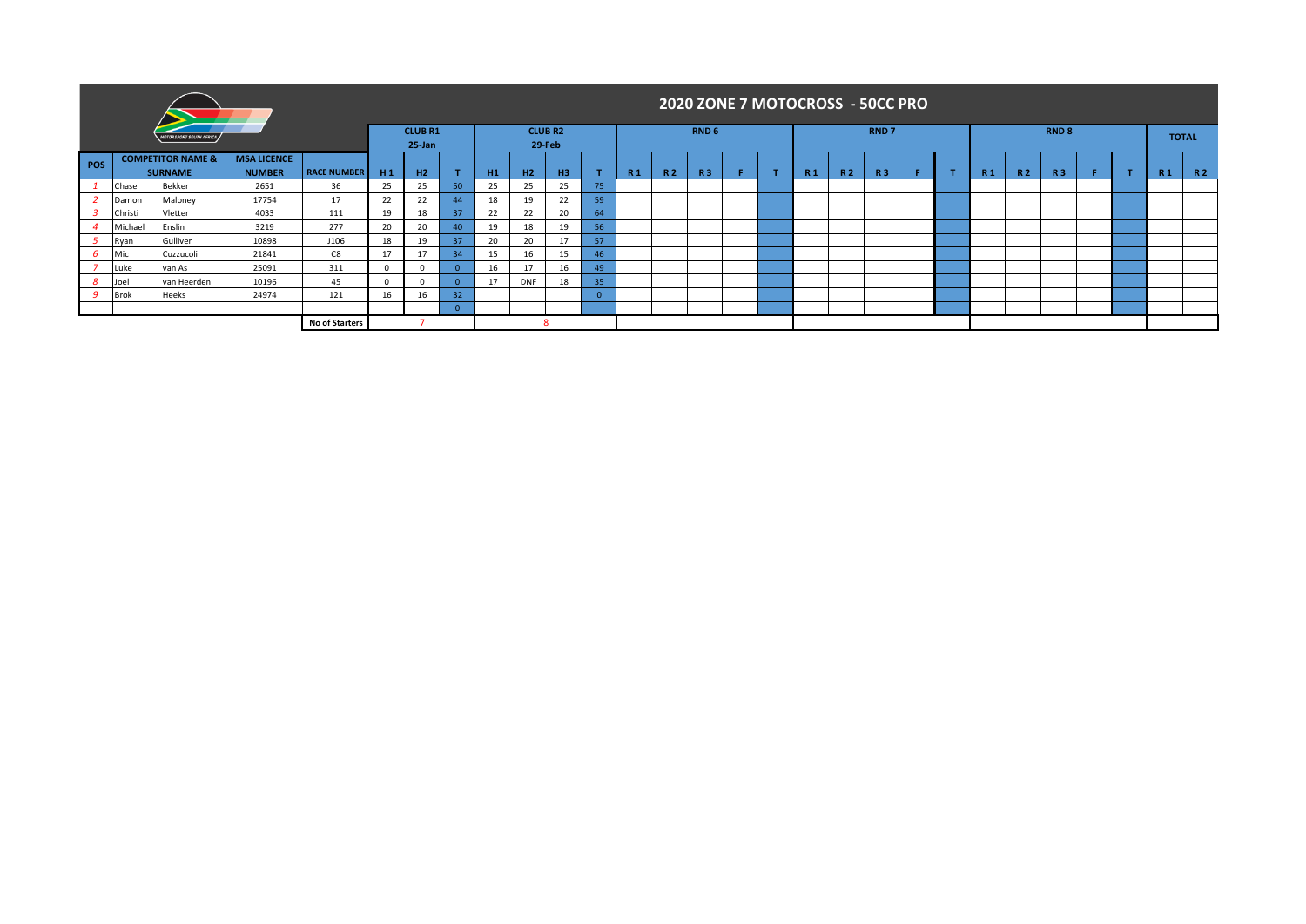# 2020 ZONE 7 MOTOCROSS - 50CC PRO

| POS | COMPETITOR NAME & SURNAME | | MSA LICENCE NUMBER | RACE NUMBER | CLUB R1 25-Jan | | | CLUB R2 29-Feb | | | | RND 6 | | | | | RND 7 | | | | | RND 8 | | | | | TOTAL | |
|---|---|---|---|---|---|---|---|---|---|---|---|---|---|---|---|---|---|---|---|---|---|---|---|---|---|---|---|---|
| | | | | | H 1 | H2 | T | H1 | H2 | H3 | T | R 1 | R 2 | R 3 | F | T | R 1 | R 2 | R 3 | F | T | R 1 | R 2 | R 3 | F | T | R 1 | R 2 |
| 1 | Chase | Bekker | 2651 | 36 | 25 | 25 | 50 | 25 | 25 | 25 | 75 | | | | | | | | | | | | | | | | | |
| 2 | Damon | Maloney | 17754 | 17 | 22 | 22 | 44 | 18 | 19 | 22 | 59 | | | | | | | | | | | | | | | | | |
| 3 | Christi | Vletter | 4033 | 111 | 19 | 18 | 37 | 22 | 22 | 20 | 64 | | | | | | | | | | | | | | | | | |
| 4 | Michael | Enslin | 3219 | 277 | 20 | 20 | 40 | 19 | 18 | 19 | 56 | | | | | | | | | | | | | | | | | |
| 5 | Ryan | Gulliver | 10898 | J106 | 18 | 19 | 37 | 20 | 20 | 17 | 57 | | | | | | | | | | | | | | | | | |
| 6 | Mic | Cuzzucoli | 21841 | C8 | 17 | 17 | 34 | 15 | 16 | 15 | 46 | | | | | | | | | | | | | | | | | |
| 7 | Luke | van As | 25091 | 311 | 0 | 0 | 0 | 16 | 17 | 16 | 49 | | | | | | | | | | | | | | | | | |
| 8 | Joel | van Heerden | 10196 | 45 | 0 | 0 | 0 | 17 | DNF | 18 | 35 | | | | | | | | | | | | | | | | | |
| 9 | Brok | Heeks | 24974 | 121 | 16 | 16 | 32 | | | | 0 | | | | | | | | | | | | | | | | | |
| | | | | | | | 0 | | | | | | | | | | | | | | | | | | | | | |
| | | | | No of Starters | | 7 | | | 8 | | | | | | | | | | | | | | | | | | | |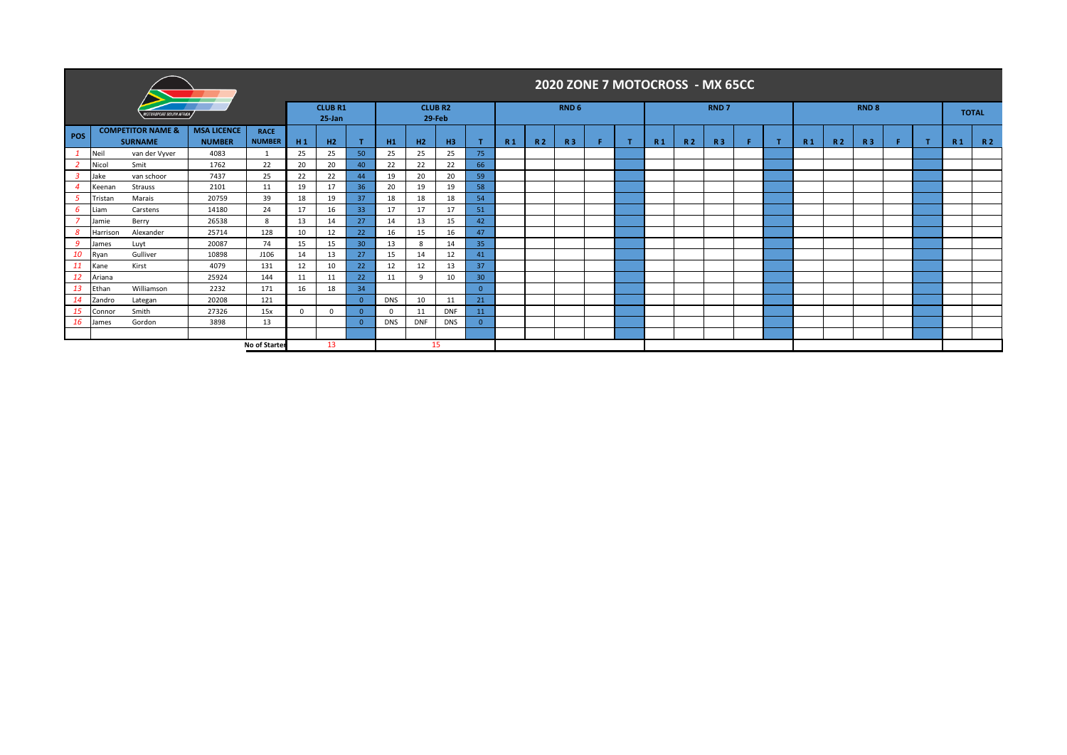# 2020 ZONE 7 MOTOCROSS - MX 65CC

| POS | COMPETITOR NAME & SURNAME | | MSA LICENCE NUMBER | RACE NUMBER | CLUB R1 25-Jan | | | CLUB R2 29-Feb | | | | RND 6 | | | | | RND 7 | | | | | RND 8 | | | | | TOTAL | |
|---|---|---|---|---|---|---|---|---|---|---|---|---|---|---|---|---|---|---|---|---|---|---|---|---|---|---|---|---|
| | | | | | H1 | H2 | T | H1 | H2 | H3 | T | R 1 | R 2 | R 3 | F | T | R 1 | R 2 | R 3 | F | T | R 1 | R 2 | R 3 | F | T | R 1 | R 2 |
| 1 | Neil | van der Vyver | 4083 | 1 | 25 | 25 | 50 | 25 | 25 | 25 | 75 | | | | | | | | | | | | | | | | | |
| 2 | Nicol | Smit | 1762 | 22 | 20 | 20 | 40 | 22 | 22 | 22 | 66 | | | | | | | | | | | | | | | | | |
| 3 | Jake | van schoor | 7437 | 25 | 22 | 22 | 44 | 19 | 20 | 20 | 59 | | | | | | | | | | | | | | | | | |
| 4 | Keenan | Strauss | 2101 | 11 | 19 | 17 | 36 | 20 | 19 | 19 | 58 | | | | | | | | | | | | | | | | | |
| 5 | Tristan | Marais | 20759 | 39 | 18 | 19 | 37 | 18 | 18 | 18 | 54 | | | | | | | | | | | | | | | | | |
| 6 | Liam | Carstens | 14180 | 24 | 17 | 16 | 33 | 17 | 17 | 17 | 51 | | | | | | | | | | | | | | | | | |
| 7 | Jamie | Berry | 26538 | 8 | 13 | 14 | 27 | 14 | 13 | 15 | 42 | | | | | | | | | | | | | | | | | |
| 8 | Harrison | Alexander | 25714 | 128 | 10 | 12 | 22 | 16 | 15 | 16 | 47 | | | | | | | | | | | | | | | | | |
| 9 | James | Luyt | 20087 | 74 | 15 | 15 | 30 | 13 | 8 | 14 | 35 | | | | | | | | | | | | | | | | | |
| 10 | Ryan | Gulliver | 10898 | J106 | 14 | 13 | 27 | 15 | 14 | 12 | 41 | | | | | | | | | | | | | | | | | |
| 11 | Kane | Kirst | 4079 | 131 | 12 | 10 | 22 | 12 | 12 | 13 | 37 | | | | | | | | | | | | | | | | | |
| 12 | Ariana | | 25924 | 144 | 11 | 11 | 22 | 11 | 9 | 10 | 30 | | | | | | | | | | | | | | | | | |
| 13 | Ethan | Williamson | 2232 | 171 | 16 | 18 | 34 | | | | 0 | | | | | | | | | | | | | | | | | |
| 14 | Zandro | Lategan | 20208 | 121 | | | 0 | DNS | 10 | 11 | 21 | | | | | | | | | | | | | | | | | |
| 15 | Connor | Smith | 27326 | 15x | 0 | 0 | 0 | 0 | 11 | DNF | 11 | | | | | | | | | | | | | | | | | |
| 16 | James | Gordon | 3898 | 13 | | | 0 | DNS | DNF | DNS | 0 | | | | | | | | | | | | | | | | | |
| | | | | | | | | | | | | | | | | | | | | | | | | | | | | |
| | | | | No of Starters | | 13 | | | 15 | | | | | | | | | | | | | | | | | | | |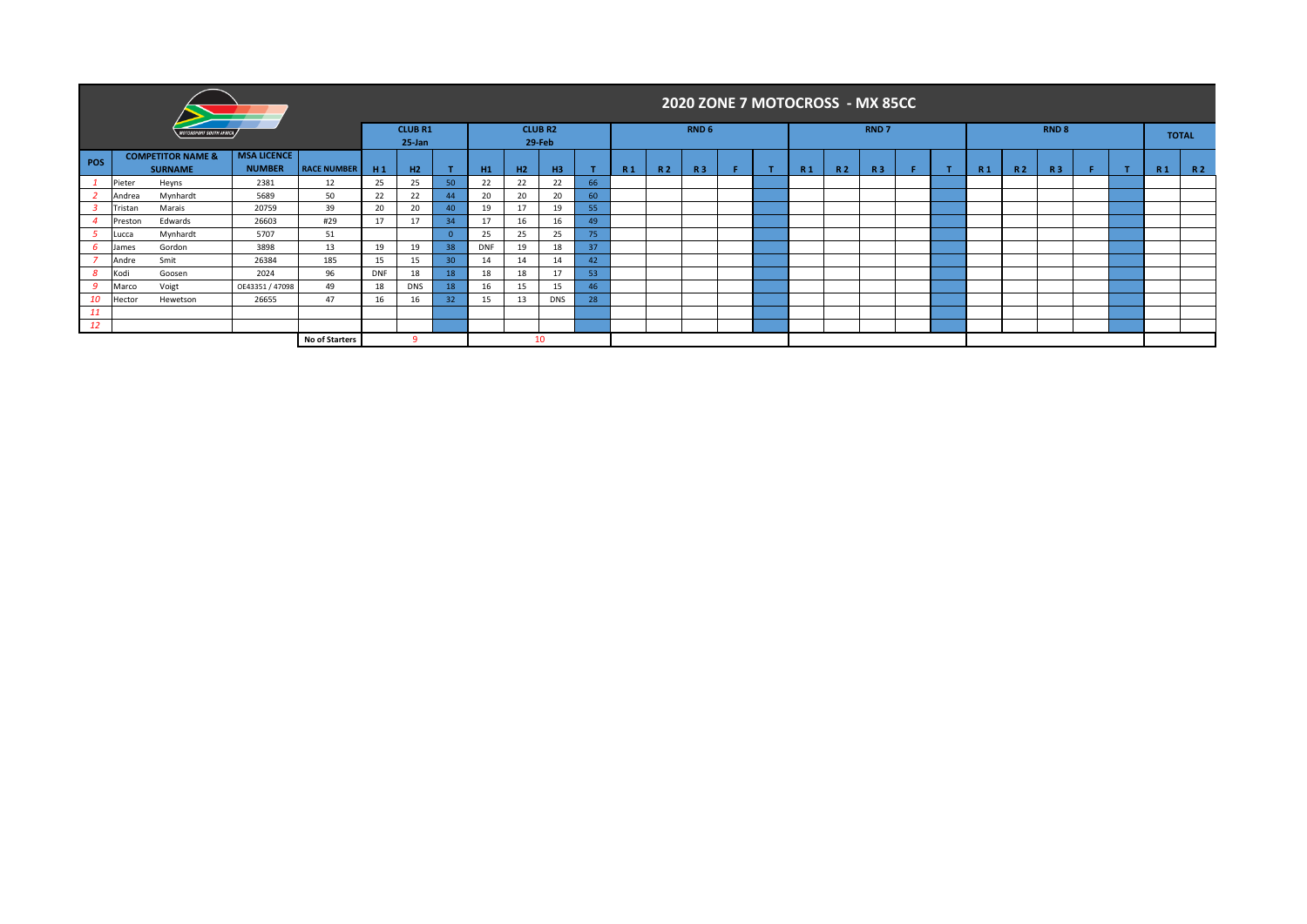# 2020 ZONE 7 MOTOCROSS - MX 85CC

| POS | COMPETITOR NAME & | SURNAME | MSA LICENCE NUMBER | RACE NUMBER | CLUB R1 25-Jan | | | CLUB R2 29-Feb | | | | RND 6 | | | | | RND 7 | | | | | RND 8 | | | | | TOTAL | |
|---|---|---|---|---|---|---|---|---|---|---|---|---|---|---|---|---|---|---|---|---|---|---|---|---|---|---|---|---|
| | | | | | H 1 | H2 | T | H1 | H2 | H3 | T | R 1 | R 2 | R 3 | F | T | R 1 | R 2 | R 3 | F | T | R 1 | R 2 | R 3 | F | T | R 1 | R 2 |
| 1 | Pieter | Heyns | 2381 | 12 | 25 | 25 | 50 | 22 | 22 | 22 | 66 | | | | | | | | | | | | | | | | | |
| 2 | Andrea | Mynhardt | 5689 | 50 | 22 | 22 | 44 | 20 | 20 | 20 | 60 | | | | | | | | | | | | | | | | | |
| 3 | Tristan | Marais | 20759 | 39 | 20 | 20 | 40 | 19 | 17 | 19 | 55 | | | | | | | | | | | | | | | | | |
| 4 | Preston | Edwards | 26603 | #29 | 17 | 17 | 34 | 17 | 16 | 16 | 49 | | | | | | | | | | | | | | | | | |
| 5 | Lucca | Mynhardt | 5707 | 51 | | | 0 | 25 | 25 | 25 | 75 | | | | | | | | | | | | | | | | | |
| 6 | James | Gordon | 3898 | 13 | 19 | 19 | 38 | DNF | 19 | 18 | 37 | | | | | | | | | | | | | | | | | |
| 7 | Andre | Smit | 26384 | 185 | 15 | 15 | 30 | 14 | 14 | 14 | 42 | | | | | | | | | | | | | | | | | |
| 8 | Kodi | Goosen | 2024 | 96 | DNF | 18 | 18 | 18 | 18 | 17 | 53 | | | | | | | | | | | | | | | | | |
| 9 | Marco | Voigt | OE43351 / 47098 | 49 | 18 | DNS | 18 | 16 | 15 | 15 | 46 | | | | | | | | | | | | | | | | | |
| 10 | Hector | Hewetson | 26655 | 47 | 16 | 16 | 32 | 15 | 13 | DNS | 28 | | | | | | | | | | | | | | | | | |
| 11 | | | | | | | | | | | | | | | | | | | | | | | | | | | | |
| 12 | | | | | | | | | | | | | | | | | | | | | | | | | | | | |
| | | | | No of Starters | | 9 | | | 10 | | | | | | | | | | | | | | | | | | | |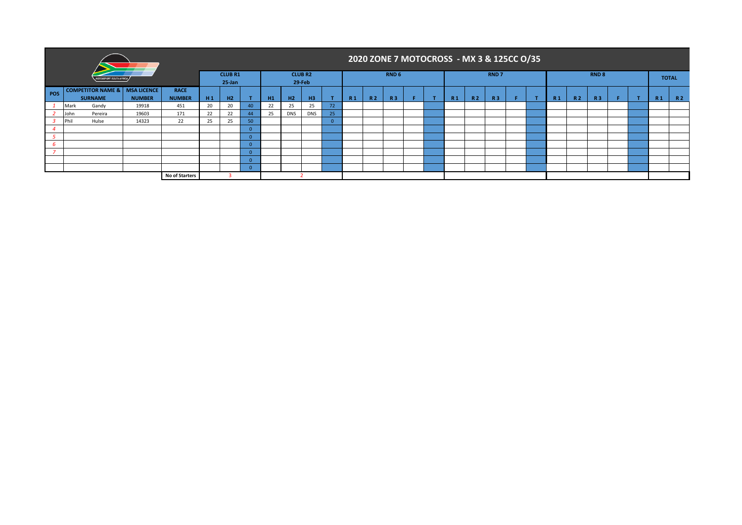# 2020 ZONE 7 MOTOCROSS - MX 3 & 125CC O/35

| POS | COMPETITOR NAME & SURNAME | | MSA LICENCE NUMBER | RACE NUMBER | CLUB R1 25-Jan | | | CLUB R2 29-Feb | | | | RND 6 | | | | | RND 7 | | | | | RND 8 | | | | | TOTAL | |
|---|---|---|---|---|---|---|---|---|---|---|---|---|---|---|---|---|---|---|---|---|---|---|---|---|---|---|---|---|
| | | | | | H 1 | H2 | T | H1 | H2 | H3 | T | R 1 | R 2 | R 3 | F | T | R 1 | R 2 | R 3 | F | T | R 1 | R 2 | R 3 | F | T | R 1 | R 2 |
| 1 | Mark | Gandy | 19918 | 451 | 20 | 20 | 40 | 22 | 25 | 25 | 72 | | | | | | | | | | | | | | | | | |
| 2 | John | Pereira | 19603 | 171 | 22 | 22 | 44 | 25 | DNS | DNS | 25 | | | | | | | | | | | | | | | | | |
| 3 | Phil | Hulse | 14323 | 22 | 25 | 25 | 50 | | | | 0 | | | | | | | | | | | | | | | | | |
| 4 | | | | | | | 0 | | | | | | | | | | | | | | | | | | | | | |
| 5 | | | | | | | 0 | | | | | | | | | | | | | | | | | | | | | |
| 6 | | | | | | | 0 | | | | | | | | | | | | | | | | | | | | | |
| 7 | | | | | | | 0 | | | | | | | | | | | | | | | | | | | | | |
| | | | | | | | 0 | | | | | | | | | | | | | | | | | | | | | |
| | | | | | | | 0 | | | | | | | | | | | | | | | | | | | | | |
| | | | | No of Starters | 3 | | | 2 | | | | | | | | | | | | | | | | | | | | |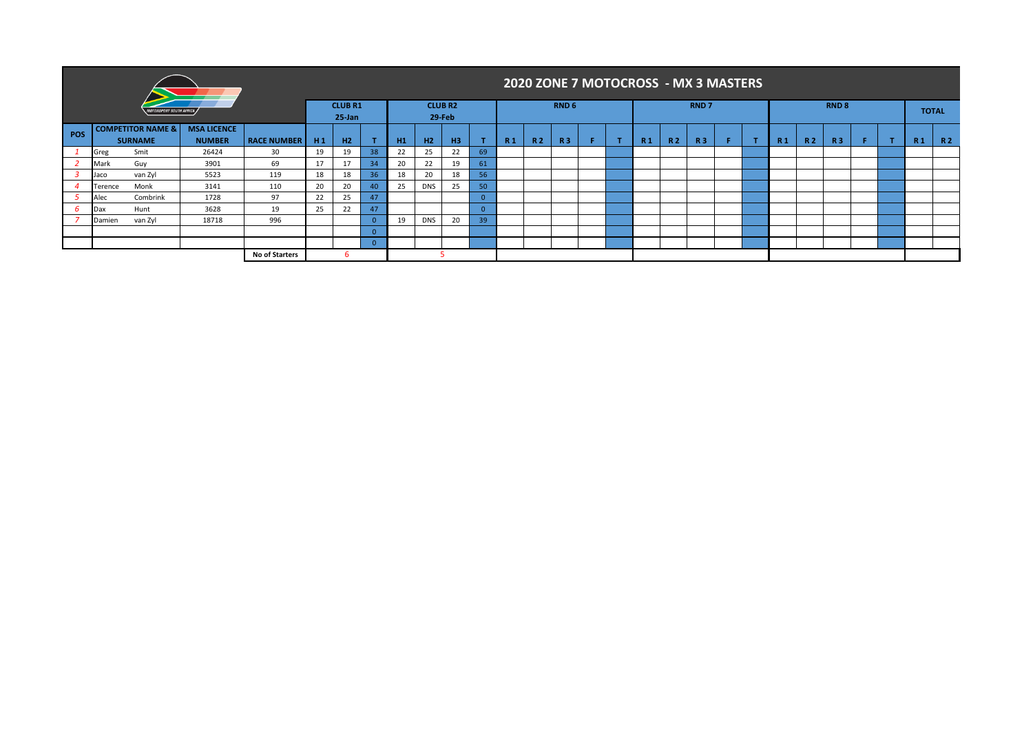# 2020 ZONE 7 MOTOCROSS - MX 3 MASTERS

| POS | COMPETITOR NAME & SURNAME | | MSA LICENCE NUMBER | RACE NUMBER | CLUB R1 25-Jan | | | CLUB R2 29-Feb | | | | RND 6 | | | | | RND 7 | | | | | RND 8 | | | | | TOTAL | |
|---|---|---|---|---|---|---|---|---|---|---|---|---|---|---|---|---|---|---|---|---|---|---|---|---|---|---|---|---|
| | | | | | H 1 | H2 | T | H1 | H2 | H3 | T | R 1 | R 2 | R 3 | F | T | R 1 | R 2 | R 3 | F | T | R 1 | R 2 | R 3 | F | T | R 1 | R 2 |
| 1 | Greg | Smit | 26424 | 30 | 19 | 19 | 38 | 22 | 25 | 22 | 69 | | | | | | | | | | | | | | | | | |
| 2 | Mark | Guy | 3901 | 69 | 17 | 17 | 34 | 20 | 22 | 19 | 61 | | | | | | | | | | | | | | | | | |
| 3 | Jaco | van Zyl | 5523 | 119 | 18 | 18 | 36 | 18 | 20 | 18 | 56 | | | | | | | | | | | | | | | | | |
| 4 | Terence | Monk | 3141 | 110 | 20 | 20 | 40 | 25 | DNS | 25 | 50 | | | | | | | | | | | | | | | | | |
| 5 | Alec | Combrink | 1728 | 97 | 22 | 25 | 47 | | | | 0 | | | | | | | | | | | | | | | | | |
| 6 | Dax | Hunt | 3628 | 19 | 25 | 22 | 47 | | | | 0 | | | | | | | | | | | | | | | | | |
| 7 | Damien | van Zyl | 18718 | 996 | | | 0 | 19 | DNS | 20 | 39 | | | | | | | | | | | | | | | | | |
| | | | | | | | 0 | | | | | | | | | | | | | | | | | | | | | |
| | | | | | | | 0 | | | | | | | | | | | | | | | | | | | | | |
| | | | | No of Starters | | 6 | | | 5 | | | | | | | | | | | | | | | | | | | |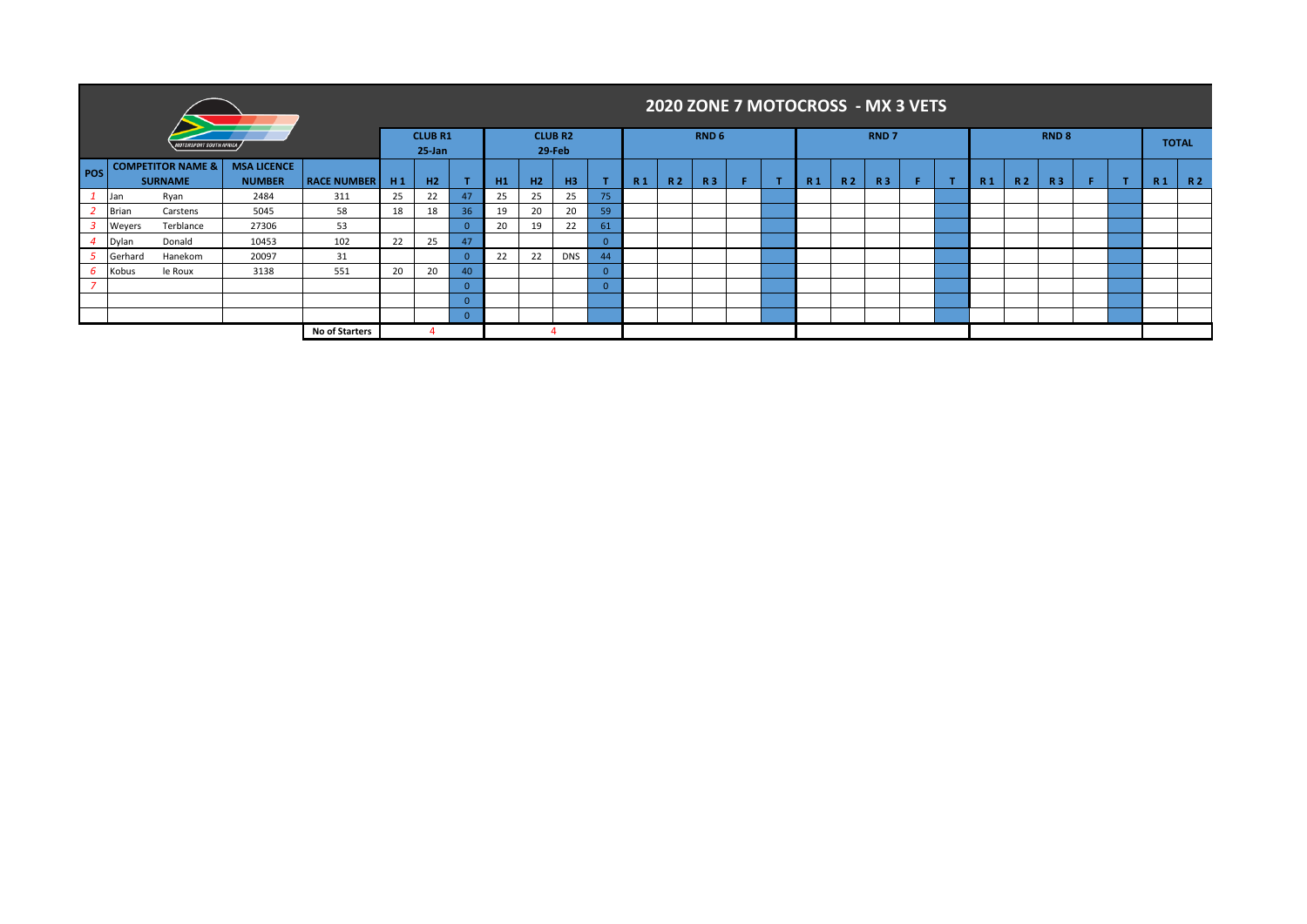# 2020 ZONE 7 MOTOCROSS - MX 3 VETS

| POS | COMPETITOR NAME & SURNAME | | MSA LICENCE NUMBER | RACE NUMBER | CLUB R1 25-Jan | | | CLUB R2 29-Feb | | | | RND 6 | | | | | RND 7 | | | | | RND 8 | | | | | TOTAL | |
|---|---|---|---|---|---|---|---|---|---|---|---|---|---|---|---|---|---|---|---|---|---|---|---|---|---|---|---|---|
| | | | | | H 1 | H2 | T | H1 | H2 | H3 | T | R 1 | R 2 | R 3 | F | T | R 1 | R 2 | R 3 | F | T | R 1 | R 2 | R 3 | F | T | R 1 | R 2 |
| 1 | Jan | Ryan | 2484 | 311 | 25 | 22 | 47 | 25 | 25 | 25 | 75 | | | | | | | | | | | | | | | | | |
| 2 | Brian | Carstens | 5045 | 58 | 18 | 18 | 36 | 19 | 20 | 20 | 59 | | | | | | | | | | | | | | | | | |
| 3 | Weyers | Terblance | 27306 | 53 | | | 0 | 20 | 19 | 22 | 61 | | | | | | | | | | | | | | | | | |
| 4 | Dylan | Donald | 10453 | 102 | 22 | 25 | 47 | | | | 0 | | | | | | | | | | | | | | | | | |
| 5 | Gerhard | Hanekom | 20097 | 31 | | | 0 | 22 | 22 | DNS | 44 | | | | | | | | | | | | | | | | | |
| 6 | Kobus | le Roux | 3138 | 551 | 20 | 20 | 40 | | | | 0 | | | | | | | | | | | | | | | | | |
| 7 | | | | | | | 0 | | | | 0 | | | | | | | | | | | | | | | | | |
| | | | | | | | 0 | | | | | | | | | | | | | | | | | | | | | |
| | | | | | | | 0 | | | | | | | | | | | | | | | | | | | | | |
| | | | | No of Starters | | 4 | | | 4 | | | | | | | | | | | | | | | | | | | |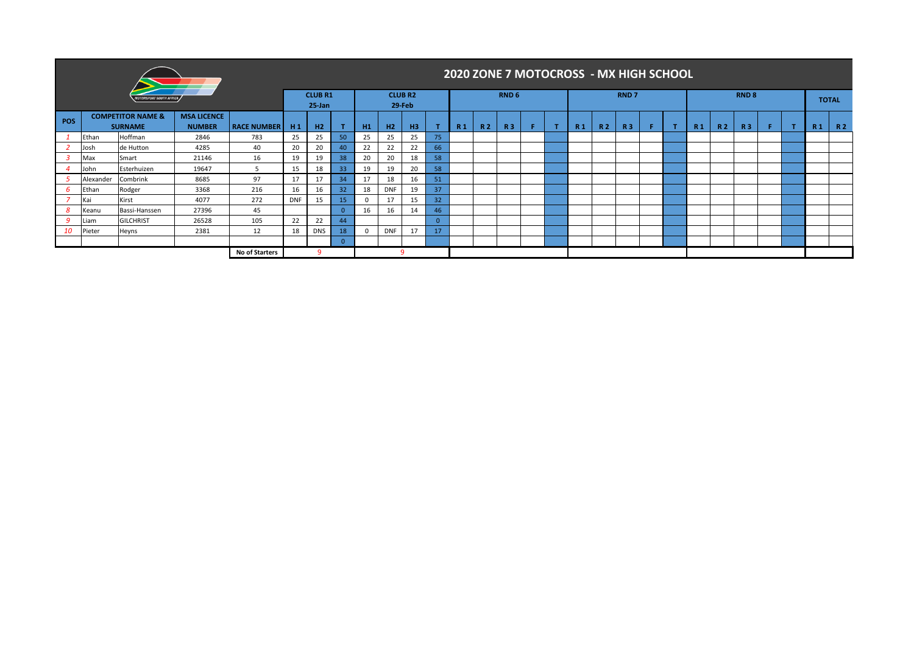# 2020 ZONE 7 MOTOCROSS - MX HIGH SCHOOL

| POS | COMPETITOR NAME & SURNAME | | MSA LICENCE NUMBER | RACE NUMBER | CLUB R1 25-Jan | | | CLUB R2 29-Feb | | | | RND 6 | | | | | RND 7 | | | | | RND 8 | | | | | TOTAL | |
|---|---|---|---|---|---|---|---|---|---|---|---|---|---|---|---|---|---|---|---|---|---|---|---|---|---|---|---|---|
| | | | | | H 1 | H2 | T | H1 | H2 | H3 | T | R 1 | R 2 | R 3 | F | T | R 1 | R 2 | R 3 | F | T | R 1 | R 2 | R 3 | F | T | R 1 | R 2 |
| 1 | Ethan | Hoffman | 2846 | 783 | 25 | 25 | 50 | 25 | 25 | 25 | 75 | | | | | | | | | | | | | | | | | |
| 2 | Josh | de Hutton | 4285 | 40 | 20 | 20 | 40 | 22 | 22 | 22 | 66 | | | | | | | | | | | | | | | | | |
| 3 | Max | Smart | 21146 | 16 | 19 | 19 | 38 | 20 | 20 | 18 | 58 | | | | | | | | | | | | | | | | | |
| 4 | John | Esterhuizen | 19647 | 5 | 15 | 18 | 33 | 19 | 19 | 20 | 58 | | | | | | | | | | | | | | | | | |
| 5 | Alexander | Combrink | 8685 | 97 | 17 | 17 | 34 | 17 | 18 | 16 | 51 | | | | | | | | | | | | | | | | | |
| 6 | Ethan | Rodger | 3368 | 216 | 16 | 16 | 32 | 18 | DNF | 19 | 37 | | | | | | | | | | | | | | | | | |
| 7 | Kai | Kirst | 4077 | 272 | DNF | 15 | 15 | 0 | 17 | 15 | 32 | | | | | | | | | | | | | | | | | |
| 8 | Keanu | Bassi-Hanssen | 27396 | 45 | | | 0 | 16 | 16 | 14 | 46 | | | | | | | | | | | | | | | | | |
| 9 | Liam | GILCHRIST | 26528 | 105 | 22 | 22 | 44 | | | | 0 | | | | | | | | | | | | | | | | | |
| 10 | Pieter | Heyns | 2381 | 12 | 18 | DNS | 18 | 0 | DNF | 17 | 17 | | | | | | | | | | | | | | | | | |
| | | | | | | | 0 | | | | | | | | | | | | | | | | | | | | | |
| | | | | No of Starters | | 9 | | | 9 | | | | | | | | | | | | | | | | | | | |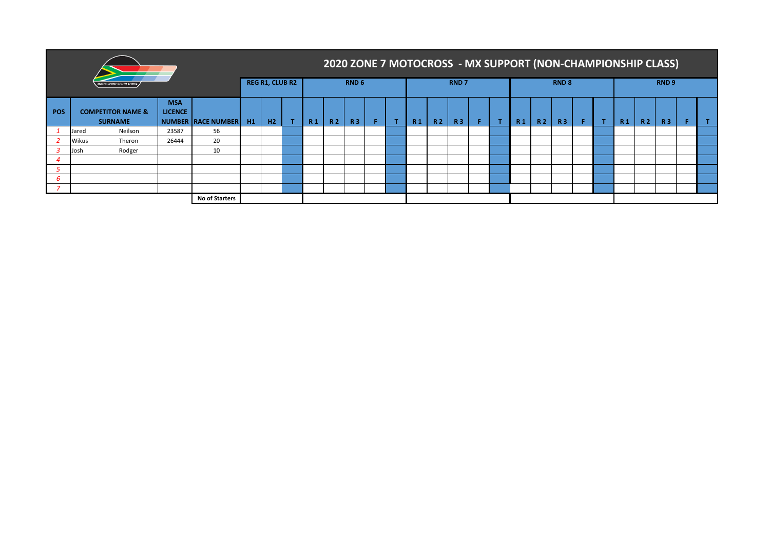# 2020 ZONE 7 MOTOCROSS - MX SUPPORT (NON-CHAMPIONSHIP CLASS)

MOTORSPORT SOUTH AFRICA

| | | | | REG R1, CLUB R2 | | | RND 6 | | | | | RND 7 | | | | | RND 8 | | | | | RND 9 | | | | |
|---|---|---|---|---|---|---|---|---|---|---|---|---|---|---|---|---|---|---|---|---|---|---|---|---|---|---|
| POS | COMPETITOR NAME & SURNAME | MSA LICENCE NUMBER | RACE NUMBER | H1 | H2 | T | R 1 | R 2 | R 3 | F | T | R 1 | R 2 | R 3 | F | T | R 1 | R 2 | R 3 | F | T | R 1 | R 2 | R 3 | F | T |
| 1 | Jared Neilson | 23587 | 56 | | | | | | | | | | | | | | | | | | | | | | | |
| 2 | Wikus Theron | 26444 | 20 | | | | | | | | | | | | | | | | | | | | | | | |
| 3 | Josh Rodger | | 10 | | | | | | | | | | | | | | | | | | | | | | | |
| 4 | | | | | | | | | | | | | | | | | | | | | | | | | | |
| 5 | | | | | | | | | | | | | | | | | | | | | | | | | | |
| 6 | | | | | | | | | | | | | | | | | | | | | | | | | | |
| 7 | | | | | | | | | | | | | | | | | | | | | | | | | | |
| | | | No of Starters | | | | | | | | | | | | | | | | | | | | | | | |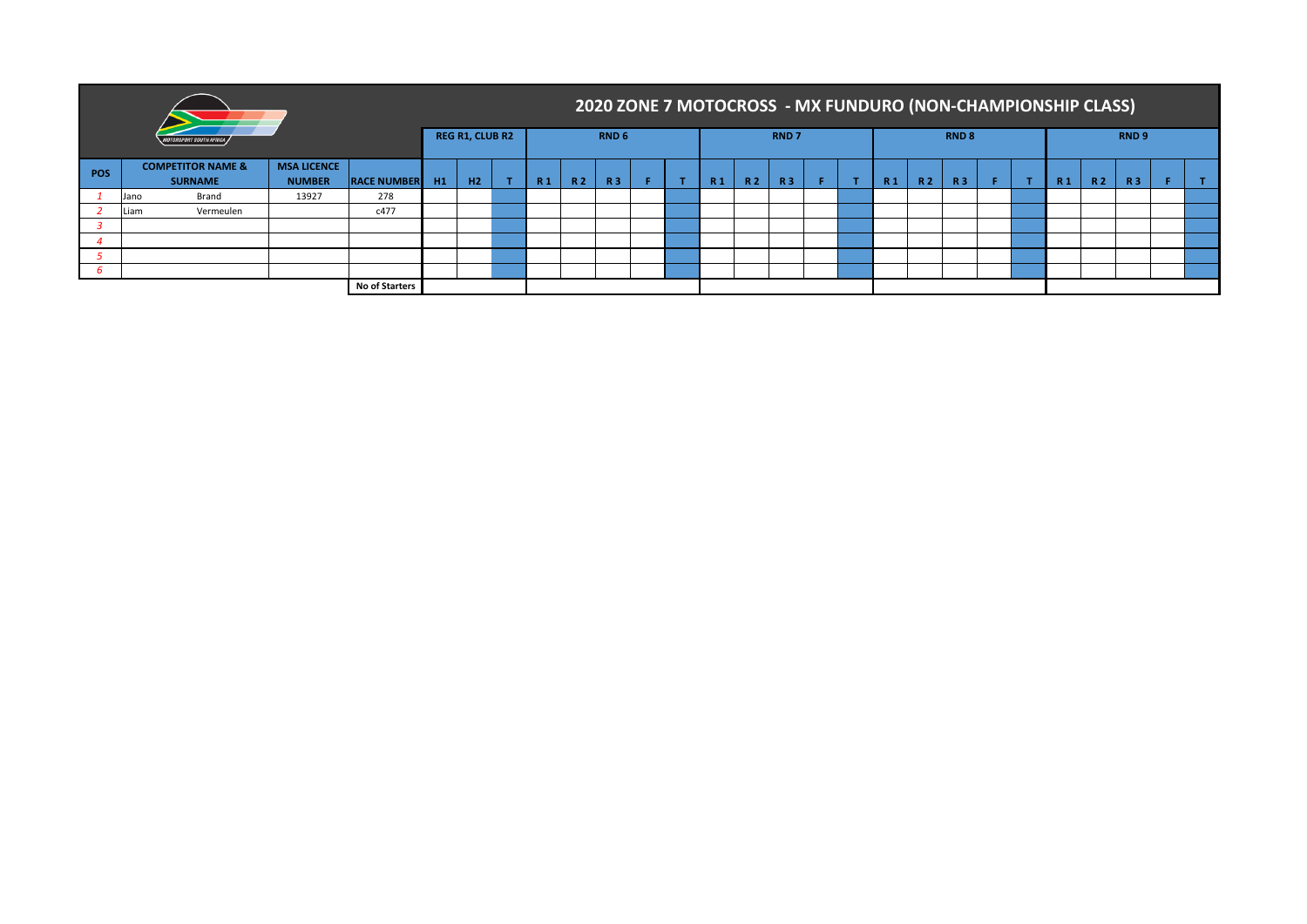# 2020 ZONE 7 MOTOCROSS - MX FUNDURO (NON-CHAMPIONSHIP CLASS)

| POS | COMPETITOR NAME & SURNAME | | MSA LICENCE NUMBER | RACE NUMBER | REG R1, CLUB R2 | | | RND 6 | | | | | RND 7 | | | | | RND 8 | | | | | RND 9 | | | | |
|---|---|---|---|---|---|---|---|---|---|---|---|---|---|---|---|---|---|---|---|---|---|---|---|---|---|---|---|
| | | | | | H1 | H2 | T | R 1 | R 2 | R 3 | F | T | R 1 | R 2 | R 3 | F | T | R 1 | R 2 | R 3 | F | T | R 1 | R 2 | R 3 | F | T |
| *1* | Jano | Brand | 13927 | 278 | | | | | | | | | | | | | | | | | | | | | | | |
| *2* | Liam | Vermeulen | | c477 | | | | | | | | | | | | | | | | | | | | | | | |
| *3* | | | | | | | | | | | | | | | | | | | | | | | | | | | |
| *4* | | | | | | | | | | | | | | | | | | | | | | | | | | | |
| *5* | | | | | | | | | | | | | | | | | | | | | | | | | | | |
| *6* | | | | | | | | | | | | | | | | | | | | | | | | | | | |
| | | | | **No of Starters** | | | | | | | | | | | | | | | | | | | | | | | |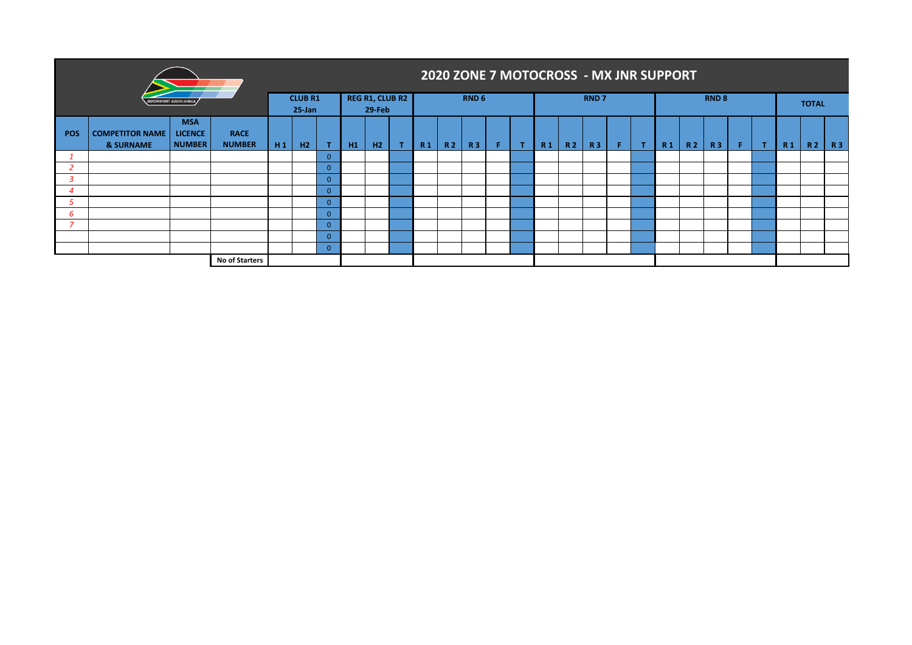# 2020 ZONE 7 MOTOCROSS - MX JNR SUPPORT

| | | | | CLUB R1 25-Jan | | | REG R1, CLUB R2 29-Feb | | | RND 6 | | | | | RND 7 | | | | | RND 8 | | | | | TOTAL | | |
|---|---|---|---|---|---|---|---|---|---|---|---|---|---|---|---|---|---|---|---|---|---|---|---|---|---|---|---|
| POS | COMPETITOR NAME & SURNAME | MSA LICENCE NUMBER | RACE NUMBER | H 1 | H2 | T | H1 | H2 | T | R 1 | R 2 | R 3 | F | T | R 1 | R 2 | R 3 | F | T | R 1 | R 2 | R 3 | F | T | R 1 | R 2 | R 3 |
| *1* | | | | | | 0 | | | | | | | | | | | | | | | | | | | | | |
| *2* | | | | | | 0 | | | | | | | | | | | | | | | | | | | | | |
| *3* | | | | | | 0 | | | | | | | | | | | | | | | | | | | | | |
| *4* | | | | | | 0 | | | | | | | | | | | | | | | | | | | | | |
| *5* | | | | | | 0 | | | | | | | | | | | | | | | | | | | | | |
| *6* | | | | | | 0 | | | | | | | | | | | | | | | | | | | | | |
| *7* | | | | | | 0 | | | | | | | | | | | | | | | | | | | | | |
| | | | | | | 0 | | | | | | | | | | | | | | | | | | | | | |
| | | | | | | 0 | | | | | | | | | | | | | | | | | | | | | |
| | | | No of Starters | | | | | | | | | | | | | | | | | | | | | | | | |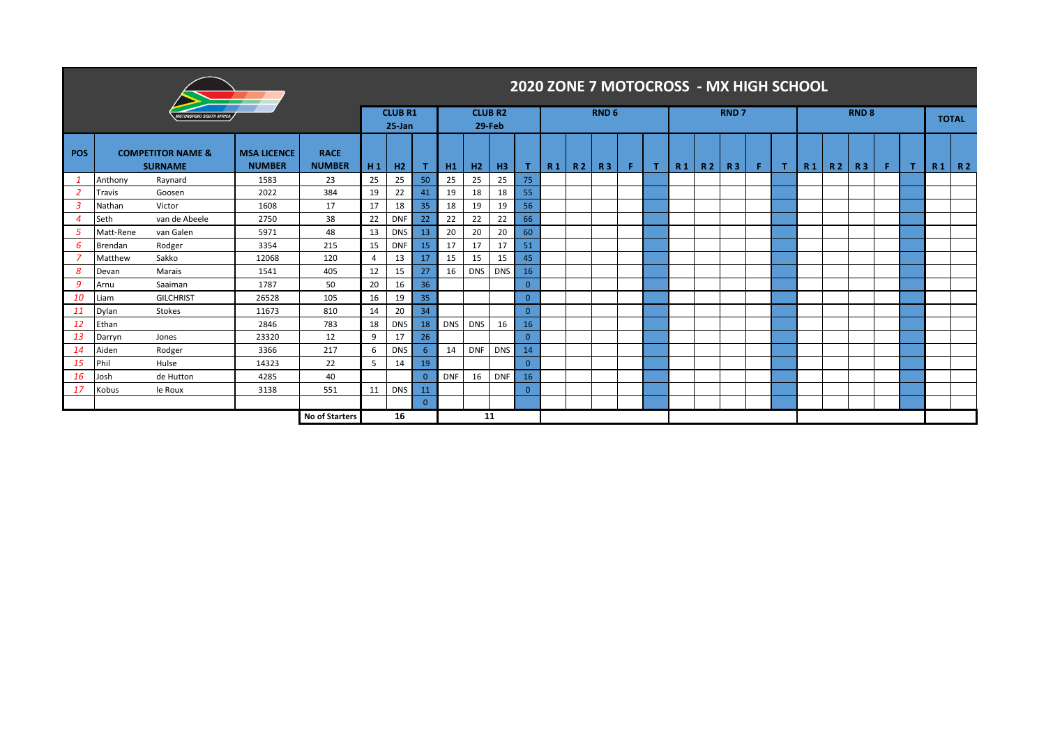# 2020 ZONE 7 MOTOCROSS - MX HIGH SCHOOL

| POS | COMPETITOR NAME & SURNAME | | MSA LICENCE NUMBER | RACE NUMBER | CLUB R1 25-Jan | | | CLUB R2 29-Feb | | | | RND 6 | | | | | RND 7 | | | | | RND 8 | | | | | TOTAL | |
|---|---|---|---|---|---|---|---|---|---|---|---|---|---|---|---|---|---|---|---|---|---|---|---|---|---|---|---|---|
| | | | | | H 1 | H2 | T | H1 | H2 | H3 | T | R 1 | R 2 | R 3 | F | T | R 1 | R 2 | R 3 | F | T | R 1 | R 2 | R 3 | F | T | R 1 | R 2 |
| 1 | Anthony | Raynard | 1583 | 23 | 25 | 25 | 50 | 25 | 25 | 25 | 75 | | | | | | | | | | | | | | | | | |
| 2 | Travis | Goosen | 2022 | 384 | 19 | 22 | 41 | 19 | 18 | 18 | 55 | | | | | | | | | | | | | | | | | |
| 3 | Nathan | Victor | 1608 | 17 | 17 | 18 | 35 | 18 | 19 | 19 | 56 | | | | | | | | | | | | | | | | | |
| 4 | Seth | van de Abeele | 2750 | 38 | 22 | DNF | 22 | 22 | 22 | 22 | 66 | | | | | | | | | | | | | | | | | |
| 5 | Matt-Rene | van Galen | 5971 | 48 | 13 | DNS | 13 | 20 | 20 | 20 | 60 | | | | | | | | | | | | | | | | | |
| 6 | Brendan | Rodger | 3354 | 215 | 15 | DNF | 15 | 17 | 17 | 17 | 51 | | | | | | | | | | | | | | | | | |
| 7 | Matthew | Sakko | 12068 | 120 | 4 | 13 | 17 | 15 | 15 | 15 | 45 | | | | | | | | | | | | | | | | | |
| 8 | Devan | Marais | 1541 | 405 | 12 | 15 | 27 | 16 | DNS | DNS | 16 | | | | | | | | | | | | | | | | | |
| 9 | Arnu | Saaiman | 1787 | 50 | 20 | 16 | 36 | | | | 0 | | | | | | | | | | | | | | | | | |
| 10 | Liam | GILCHRIST | 26528 | 105 | 16 | 19 | 35 | | | | 0 | | | | | | | | | | | | | | | | | |
| 11 | Dylan | Stokes | 11673 | 810 | 14 | 20 | 34 | | | | 0 | | | | | | | | | | | | | | | | | |
| 12 | Ethan | | 2846 | 783 | 18 | DNS | 18 | DNS | DNS | 16 | 16 | | | | | | | | | | | | | | | | | |
| 13 | Darryn | Jones | 23320 | 12 | 9 | 17 | 26 | | | | 0 | | | | | | | | | | | | | | | | | |
| 14 | Aiden | Rodger | 3366 | 217 | 6 | DNS | 6 | 14 | DNF | DNS | 14 | | | | | | | | | | | | | | | | | |
| 15 | Phil | Hulse | 14323 | 22 | 5 | 14 | 19 | | | | 0 | | | | | | | | | | | | | | | | | |
| 16 | Josh | de Hutton | 4285 | 40 | | | 0 | DNF | 16 | DNF | 16 | | | | | | | | | | | | | | | | | |
| 17 | Kobus | le Roux | 3138 | 551 | 11 | DNS | 11 | | | | 0 | | | | | | | | | | | | | | | | | |
| | | | | | | | 0 | | | | | | | | | | | | | | | | | | | | | |
| | | | | No of Starters | | 16 | | | 11 | | | | | | | | | | | | | | | | | | | |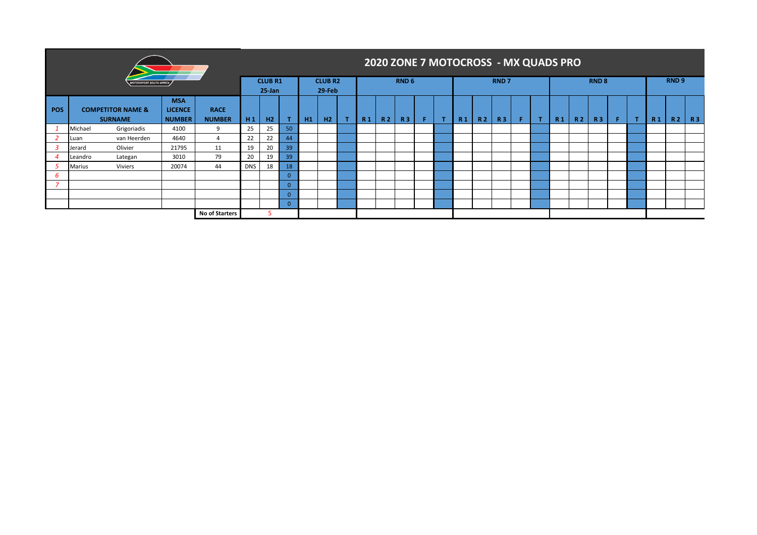## 2020 ZONE 7 MOTOCROSS - MX QUADS PRO

| POS | COMPETITOR NAME & SURNAME | | MSA LICENCE NUMBER | RACE NUMBER | CLUB R1 25-Jan | | | CLUB R2 29-Feb | | | RND 6 | | | | | RND 7 | | | | | RND 8 | | | | | RND 9 | | |
|---|---|---|---|---|---|---|---|---|---|---|---|---|---|---|---|---|---|---|---|---|---|---|---|---|---|---|---|---|
| | | | | | H 1 | H2 | T | H1 | H2 | T | R 1 | R 2 | R 3 | F | T | R 1 | R 2 | R 3 | F | T | R 1 | R 2 | R 3 | F | T | R 1 | R 2 | R 3 |
| 1 | Michael | Grigoriadis | 4100 | 9 | 25 | 25 | 50 | | | | | | | | | | | | | | | | | | | | | |
| 2 | Luan | van Heerden | 4640 | 4 | 22 | 22 | 44 | | | | | | | | | | | | | | | | | | | | | |
| 3 | Jerard | Olivier | 21795 | 11 | 19 | 20 | 39 | | | | | | | | | | | | | | | | | | | | | |
| 4 | Leandro | Lategan | 3010 | 79 | 20 | 19 | 39 | | | | | | | | | | | | | | | | | | | | | |
| 5 | Marius | Viviers | 20074 | 44 | DNS | 18 | 18 | | | | | | | | | | | | | | | | | | | | | |
| 6 | | | | | | | 0 | | | | | | | | | | | | | | | | | | | | | |
| 7 | | | | | | | 0 | | | | | | | | | | | | | | | | | | | | | |
| | | | | | | | 0 | | | | | | | | | | | | | | | | | | | | | |
| | | | | | | | 0 | | | | | | | | | | | | | | | | | | | | | |
| | | | | No of Starters | 5 | | | | | | | | | | | | | | | | | | | | | | | |